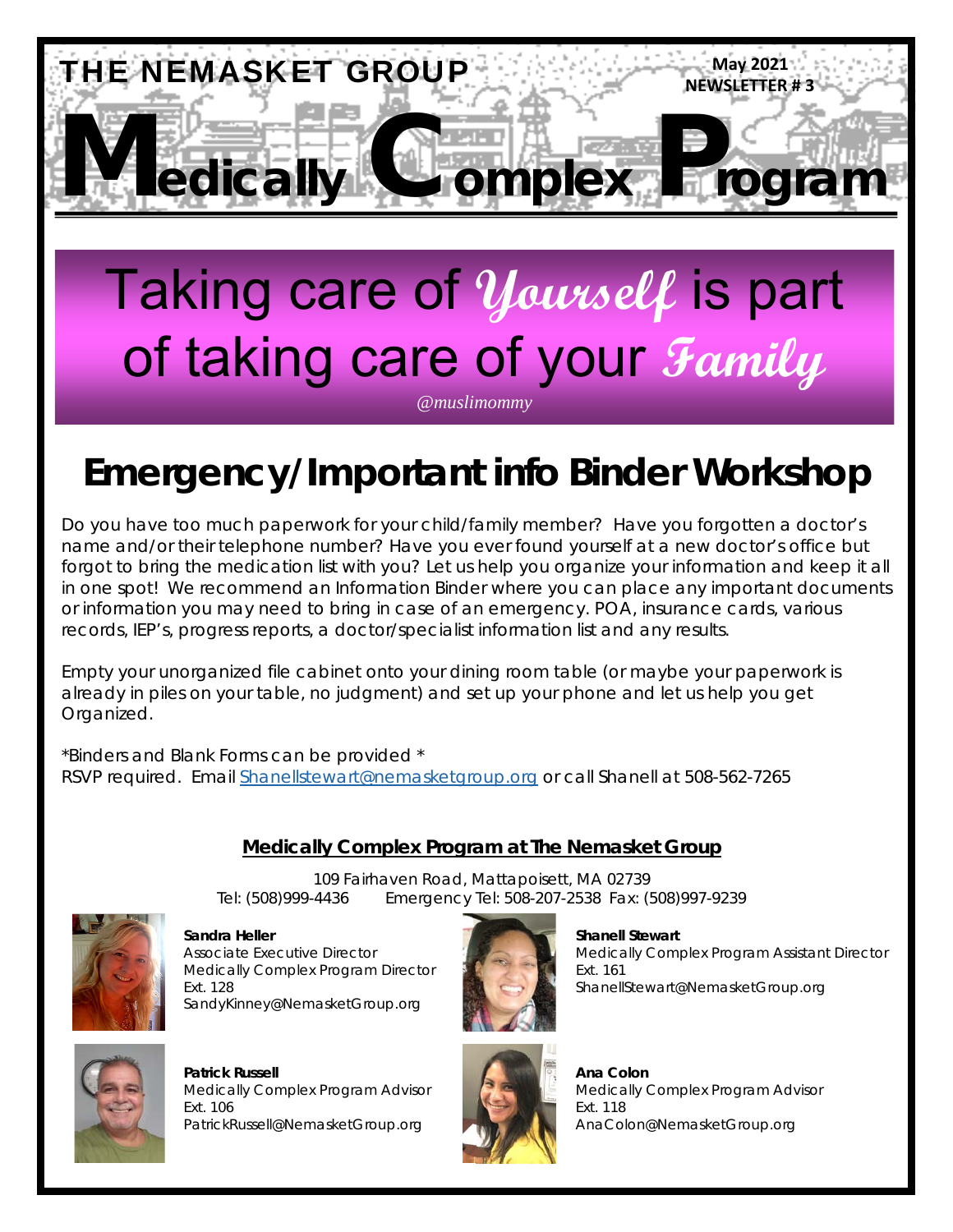THE NEMASKET GROUP

May 2021
NEWSLETTER # 3

# Medically Complex Program

## Taking care of *Yourself* is part of taking care of your *Family*

*@muslimommy*

## Emergency/Important info Binder Workshop

Do you have too much paperwork for your child/family member? Have you forgotten a doctor's name and/or their telephone number? Have you ever found yourself at a new doctor's office but forgot to bring the medication list with you? Let us help you organize your information and keep it all in one spot! We recommend an Information Binder where you can place any important documents or information you may need to bring in case of an emergency. POA, insurance cards, various records, IEP's, progress reports, a doctor/specialist information list and any results.

Empty your unorganized file cabinet onto your dining room table (or maybe your paperwork is already in piles on your table, no judgment) and set up your phone and let us help you get Organized.

*Binders and Blank Forms can be provided *
RSVP required. Email Shanellstewart@nemasketgroup.org or call Shanell at 508-562-7265

### Medically Complex Program at The Nemasket Group

109 Fairhaven Road, Mattapoisett, MA 02739
Tel: (508)999-4436 Emergency Tel: 508-207-2538 Fax: (508)997-9239

**Sandra Heller**
Associate Executive Director
Medically Complex Program Director
Ext. 128
SandyKinney@NemasketGroup.org

**Shanell Stewart**
Medically Complex Program Assistant Director
Ext. 161
ShanellStewart@NemasketGroup.org

**Patrick Russell**
Medically Complex Program Advisor
Ext. 106
PatrickRussell@NemasketGroup.org

**Ana Colon**
Medically Complex Program Advisor
Ext. 118
AnaColon@NemasketGroup.org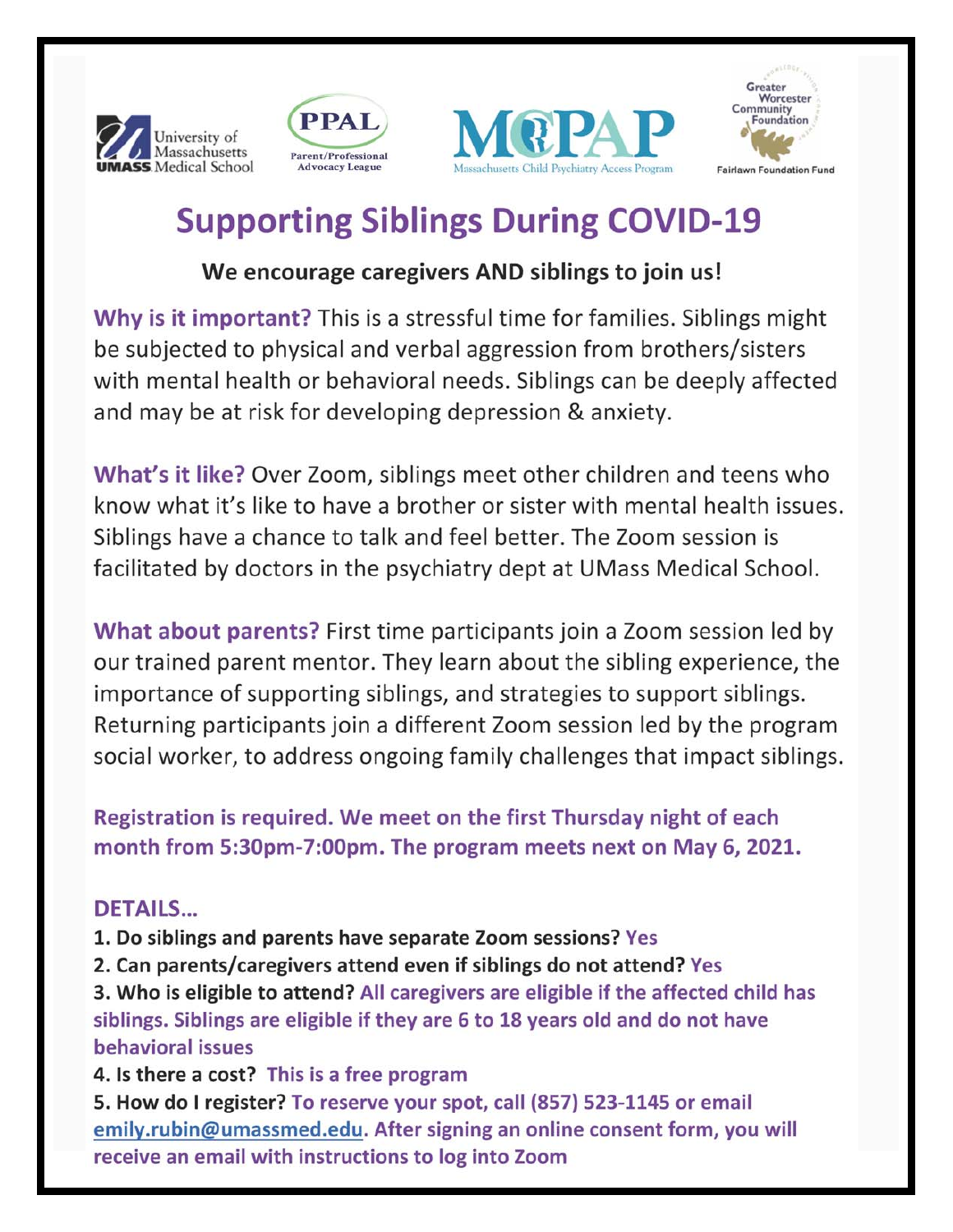University of Massachusetts UMASS Medical School

PPAL Parent/Professional Advocacy League

MCPAP Massachusetts Child Psychiatry Access Program

Greater Worcester Community Foundation — Fairlawn Foundation Fund

# Supporting Siblings During COVID-19

**We encourage caregivers AND siblings to join us!**

**Why is it important?** This is a stressful time for families. Siblings might be subjected to physical and verbal aggression from brothers/sisters with mental health or behavioral needs. Siblings can be deeply affected and may be at risk for developing depression & anxiety.

**What's it like?** Over Zoom, siblings meet other children and teens who know what it's like to have a brother or sister with mental health issues. Siblings have a chance to talk and feel better. The Zoom session is facilitated by doctors in the psychiatry dept at UMass Medical School.

**What about parents?** First time participants join a Zoom session led by our trained parent mentor. They learn about the sibling experience, the importance of supporting siblings, and strategies to support siblings. Returning participants join a different Zoom session led by the program social worker, to address ongoing family challenges that impact siblings.

**Registration is required. We meet on the first Thursday night of each month from 5:30pm-7:00pm. The program meets next on May 6, 2021.**

## DETAILS...

1. **Do siblings and parents have separate Zoom sessions? Yes**
2. **Can parents/caregivers attend even if siblings do not attend? Yes**
3. **Who is eligible to attend? All caregivers are eligible if the affected child has siblings. Siblings are eligible if they are 6 to 18 years old and do not have behavioral issues**
4. **Is there a cost? This is a free program**
5. **How do I register? To reserve your spot, call (857) 523-1145 or email emily.rubin@umassmed.edu. After signing an online consent form, you will receive an email with instructions to log into Zoom**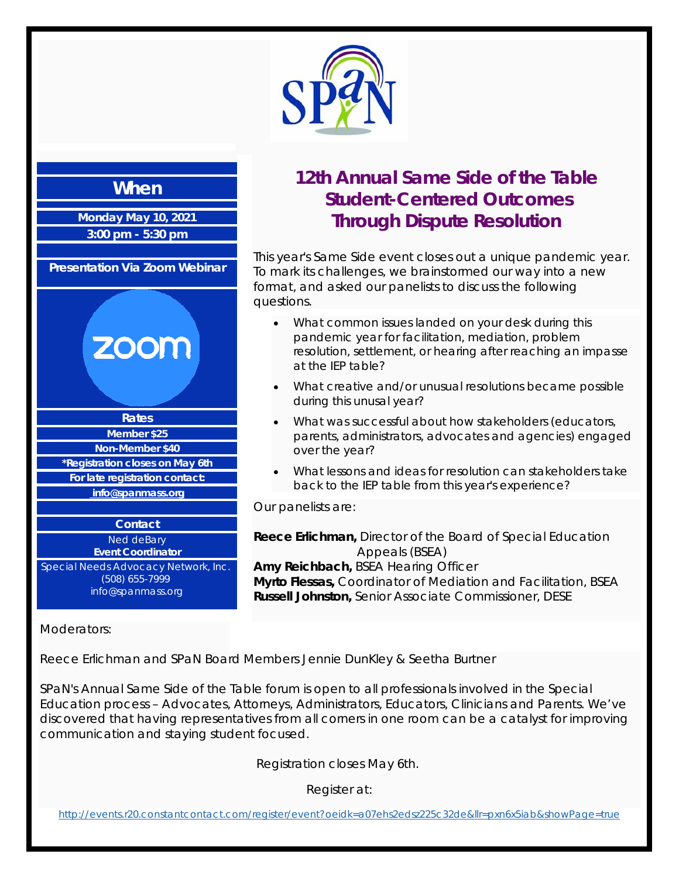## When

**Monday May 10, 2021**
**3:00 pm - 5:30 pm**

**Presentation Via Zoom Webinar**

zoom

**Rates**
**Member $25**
**Non-Member $40**
***Registration closes on May 6th**
**For late registration contact:**
**info@spanmass.org**

**Contact**
Ned deBary
**Event Coordinator**
Special Needs Advocacy Network, Inc.
(508) 655-7999
info@spanmass.org

# 12th Annual Same Side of the Table Student-Centered Outcomes Through Dispute Resolution

This year's Same Side event closes out a unique pandemic year. To mark its challenges, we brainstormed our way into a new format, and asked our panelists to discuss the following questions.

- What common issues landed on your desk during this pandemic year for facilitation, mediation, problem resolution, settlement, or hearing after reaching an impasse at the IEP table?
- What creative and/or unusual resolutions became possible during this unusal year?
- What was successful about how stakeholders (educators, parents, administrators, advocates and agencies) engaged over the year?
- What lessons and ideas for resolution can stakeholders take back to the IEP table from this year's experience?

Our panelists are:

**Reece Erlichman,** Director of the Board of Special Education Appeals (BSEA)
**Amy Reichbach,** BSEA Hearing Officer
**Myrto Flessas,** Coordinator of Mediation and Facilitation, BSEA
**Russell Johnston,** Senior Associate Commissioner, DESE

Moderators:

Reece Erlichman and SPaN Board Members Jennie DunKley & Seetha Burtner

SPaN's Annual Same Side of the Table forum is open to all professionals involved in the Special Education process – Advocates, Attorneys, Administrators, Educators, Clinicians and Parents. We've discovered that having representatives from all corners in one room can be a catalyst for improving communication and staying student focused.

Registration closes May 6th.

Register at:

http://events.r20.constantcontact.com/register/event?oeidk=a07ehs2edsz225c32de&llr=pxn6x5iab&showPage=true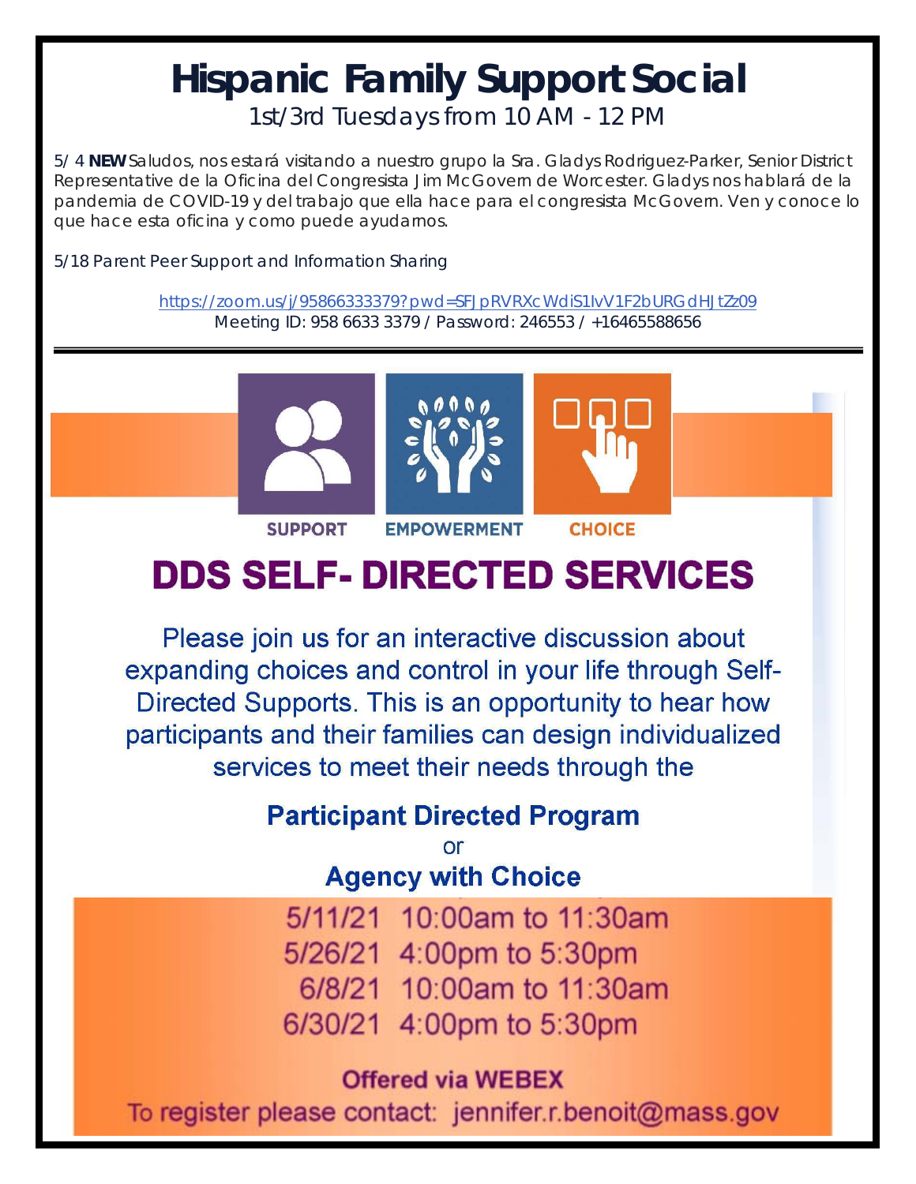# Hispanic Family Support Social

1st/3rd Tuesdays from 10 AM - 12 PM

5/ 4 **NEW** Saludos, nos estará visitando a nuestro grupo la Sra. Gladys Rodriguez-Parker, Senior District Representative de la Oficina del Congresista Jim McGovern de Worcester. Gladys nos hablará de la pandemia de COVID-19 y del trabajo que ella hace para el congresista McGovern. Ven y conoce lo que hace esta oficina y como puede ayudarnos.

5/18 Parent Peer Support and Information Sharing

https://zoom.us/j/95866333379?pwd=SFJpRVRXcWdiS1IvV1F2bURGdHJtZz09
Meeting ID: 958 6633 3379 / Password: 246553 / +16465588656

---

SUPPORT EMPOWERMENT CHOICE

# DDS SELF- DIRECTED SERVICES

Please join us for an interactive discussion about expanding choices and control in your life through Self-Directed Supports. This is an opportunity to hear how participants and their families can design individualized services to meet their needs through the

**Participant Directed Program**

or

**Agency with Choice**

5/11/21 10:00am to 11:30am
5/26/21 4:00pm to 5:30pm
6/8/21 10:00am to 11:30am
6/30/21 4:00pm to 5:30pm

**Offered via WEBEX**

To register please contact: jennifer.r.benoit@mass.gov